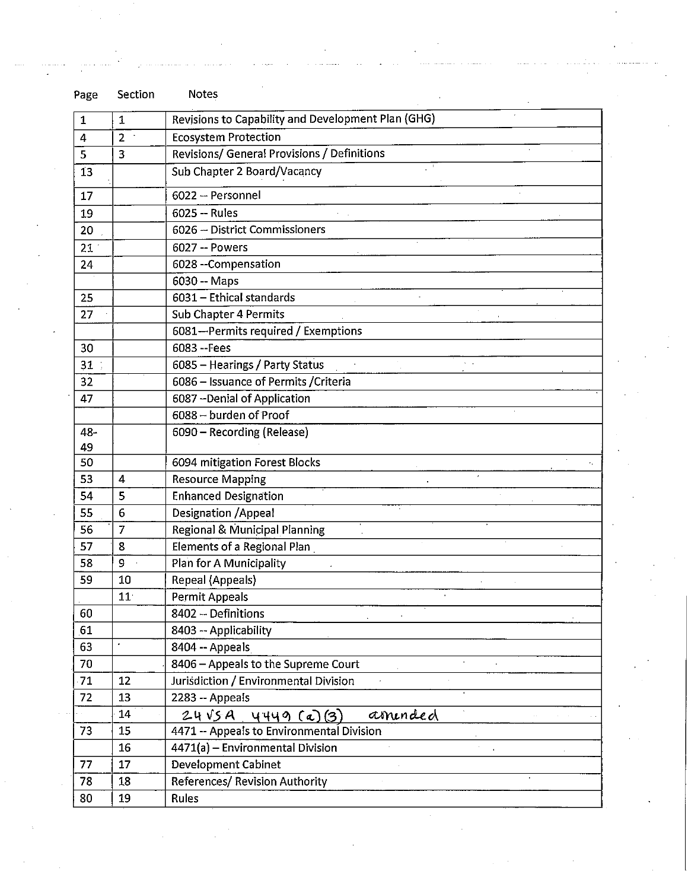| Page | Section | Notes |
|---|---|---|
| 1 | 1 | Revisions to Capability and Development Plan (GHG) |
| 4 | 2 | Ecosystem Protection |
| 5 | 3 | Revisions/ General Provisions / Definitions |
| 13 | | Sub Chapter 2 Board/Vacancy |
| 17 | | 6022 -- Personnel |
| 19 | | 6025 -- Rules |
| 20 | | 6026 -- District Commissioners |
| 21 | | 6027 -- Powers |
| 24 | | 6028 --Compensation |
| | | 6030 -- Maps |
| 25 | | 6031 – Ethical standards |
| 27 | | Sub Chapter 4 Permits |
| | | 6081—Permits required / Exemptions |
| 30 | | 6083 --Fees |
| 31 | | 6085 – Hearings / Party Status |
| 32 | | 6086 – Issuance of Permits /Criteria |
| 47 | | 6087 --Denial of Application |
| | | 6088 – burden of Proof |
| 48-49 | | 6090 – Recording (Release) |
| 50 | | 6094 mitigation Forest Blocks |
| 53 | 4 | Resource Mapping |
| 54 | 5 | Enhanced Designation |
| 55 | 6 | Designation /Appeal |
| 56 | 7 | Regional & Municipal Planning |
| 57 | 8 | Elements of a Regional Plan |
| 58 | 9 | Plan for A Municipality |
| 59 | 10 | Repeal (Appeals) |
| | 11 | Permit Appeals |
| 60 | | 8402 -- Definitions |
| 61 | | 8403 -- Applicability |
| 63 | | 8404 -- Appeals |
| 70 | | 8406 – Appeals to the Supreme Court |
| 71 | 12 | Jurisdiction / Environmental Division |
| 72 | 13 | 2283 -- Appeals |
| | 14 | 24 VSA 4449 (a)(3) amended |
| 73 | 15 | 4471 -- Appeals to Environmental Division |
| | 16 | 4471(a) – Environmental Division |
| 77 | 17 | Development Cabinet |
| 78 | 18 | References/ Revision Authority |
| 80 | 19 | Rules |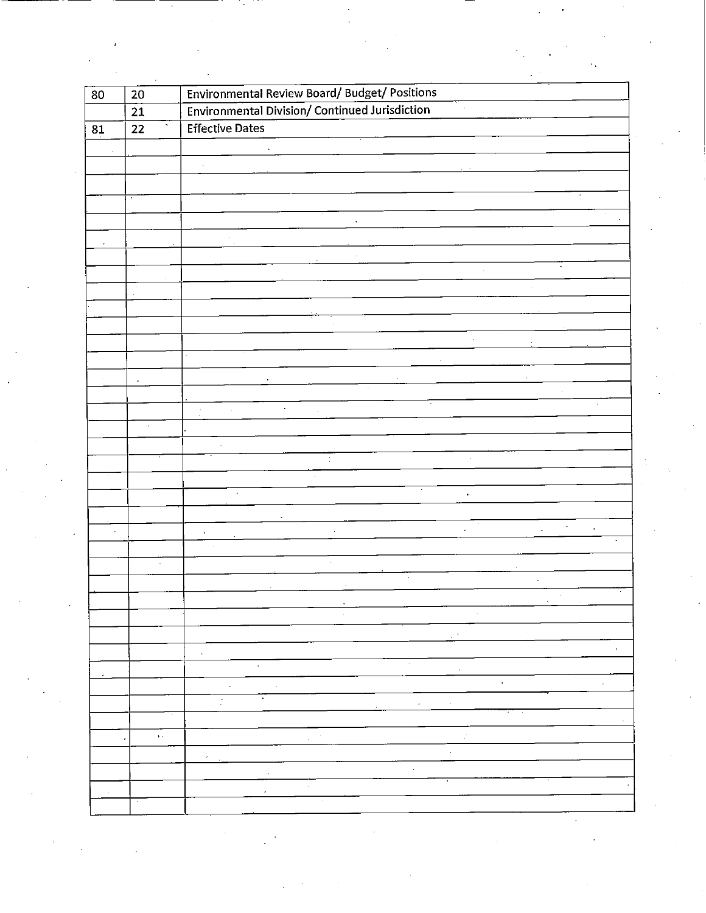| | | |
|---|---|---|
| 80 | 20 | Environmental Review Board/ Budget/ Positions |
| | 21 | Environmental Division/ Continued Jurisdiction |
| 81 | 22 | Effective Dates |